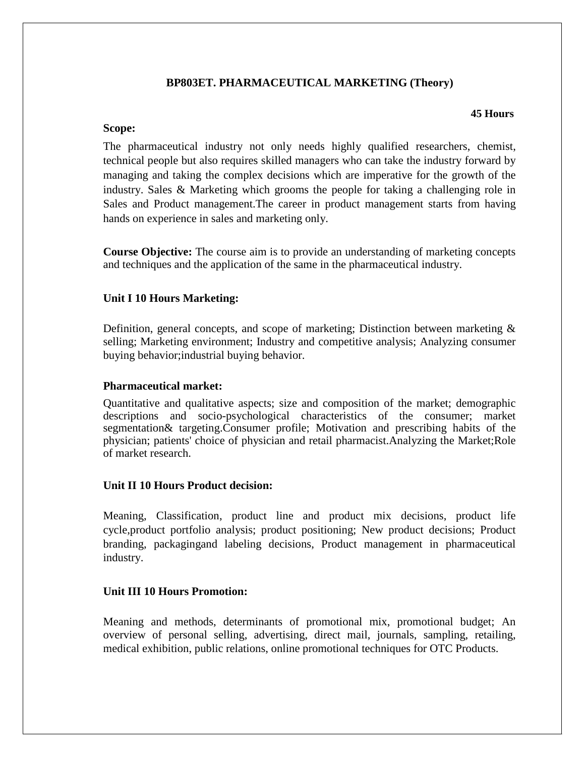# BP803ET. PHARMACEUTICAL MARKETING (Theory)

**45 Hours**

**Scope:**

The pharmaceutical industry not only needs highly qualified researchers, chemist, technical people but also requires skilled managers who can take the industry forward by managing and taking the complex decisions which are imperative for the growth of the industry. Sales & Marketing which grooms the people for taking a challenging role in Sales and Product management.The career in product management starts from having hands on experience in sales and marketing only.

**Course Objective:** The course aim is to provide an understanding of marketing concepts and techniques and the application of the same in the pharmaceutical industry.

**Unit I 10 Hours Marketing:**

Definition, general concepts, and scope of marketing; Distinction between marketing & selling; Marketing environment; Industry and competitive analysis; Analyzing consumer buying behavior;industrial buying behavior.

**Pharmaceutical market:**

Quantitative and qualitative aspects; size and composition of the market; demographic descriptions and socio-psychological characteristics of the consumer; market segmentation& targeting.Consumer profile; Motivation and prescribing habits of the physician; patients' choice of physician and retail pharmacist.Analyzing the Market;Role of market research.

**Unit II 10 Hours Product decision:**

Meaning, Classification, product line and product mix decisions, product life cycle,product portfolio analysis; product positioning; New product decisions; Product branding, packagingand labeling decisions, Product management in pharmaceutical industry.

**Unit III 10 Hours Promotion:**

Meaning and methods, determinants of promotional mix, promotional budget; An overview of personal selling, advertising, direct mail, journals, sampling, retailing, medical exhibition, public relations, online promotional techniques for OTC Products.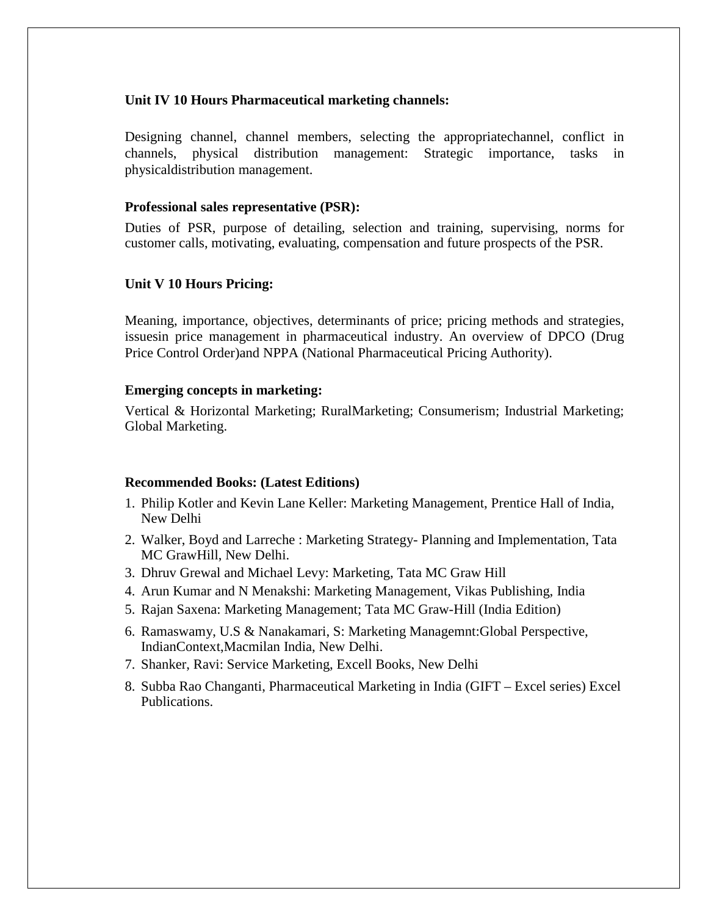**Unit IV 10 Hours Pharmaceutical marketing channels:**

Designing channel, channel members, selecting the appropriatechannel, conflict in channels, physical distribution management: Strategic importance, tasks in physicaldistribution management.

**Professional sales representative (PSR):**

Duties of PSR, purpose of detailing, selection and training, supervising, norms for customer calls, motivating, evaluating, compensation and future prospects of the PSR.

**Unit V 10 Hours Pricing:**

Meaning, importance, objectives, determinants of price; pricing methods and strategies, issuesin price management in pharmaceutical industry. An overview of DPCO (Drug Price Control Order)and NPPA (National Pharmaceutical Pricing Authority).

**Emerging concepts in marketing:**

Vertical & Horizontal Marketing; RuralMarketing; Consumerism; Industrial Marketing; Global Marketing.

**Recommended Books: (Latest Editions)**

1. Philip Kotler and Kevin Lane Keller: Marketing Management, Prentice Hall of India, New Delhi
2. Walker, Boyd and Larreche : Marketing Strategy- Planning and Implementation, Tata MC GrawHill, New Delhi.
3. Dhruv Grewal and Michael Levy: Marketing, Tata MC Graw Hill
4. Arun Kumar and N Menakshi: Marketing Management, Vikas Publishing, India
5. Rajan Saxena: Marketing Management; Tata MC Graw-Hill (India Edition)
6. Ramaswamy, U.S & Nanakamari, S: Marketing Managemnt:Global Perspective, IndianContext,Macmilan India, New Delhi.
7. Shanker, Ravi: Service Marketing, Excell Books, New Delhi
8. Subba Rao Changanti, Pharmaceutical Marketing in India (GIFT – Excel series) Excel Publications.